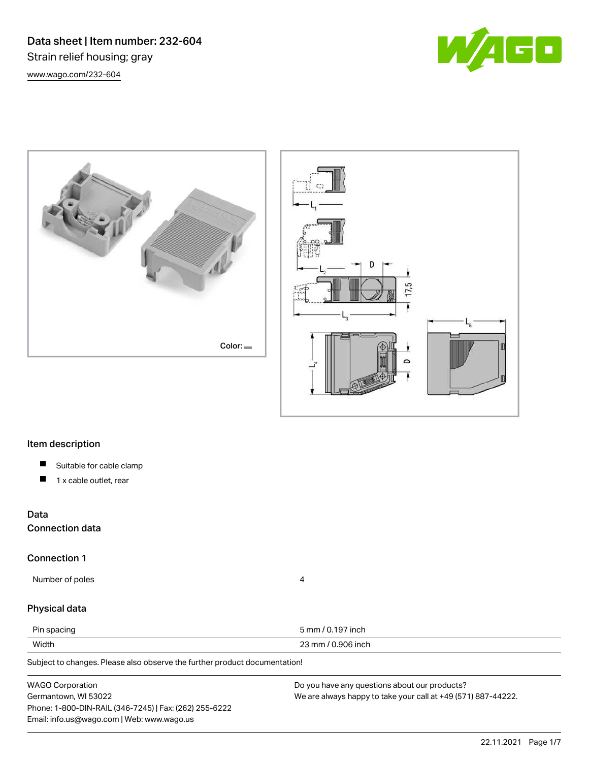# Data sheet | Item number: 232-604

Strain relief housing; gray

www.wago.com/232-604

Color:

## Item description

- Suitable for cable clamp
- 1 x cable outlet, rear

## Data

### Connection data

### Connection 1

| Number of poles | 4 |
| --- | --- |

### Physical data

| Pin spacing | 5 mm / 0.197 inch |
| --- | --- |
| Width | 23 mm / 0.906 inch |

Subject to changes. Please also observe the further product documentation!

WAGO Corporation
Germantown, WI 53022
Phone: 1-800-DIN-RAIL (346-7245) | Fax: (262) 255-6222
Email: info.us@wago.com | Web: www.wago.us

Do you have any questions about our products?
We are always happy to take your call at +49 (571) 887-44222.

22.11.2021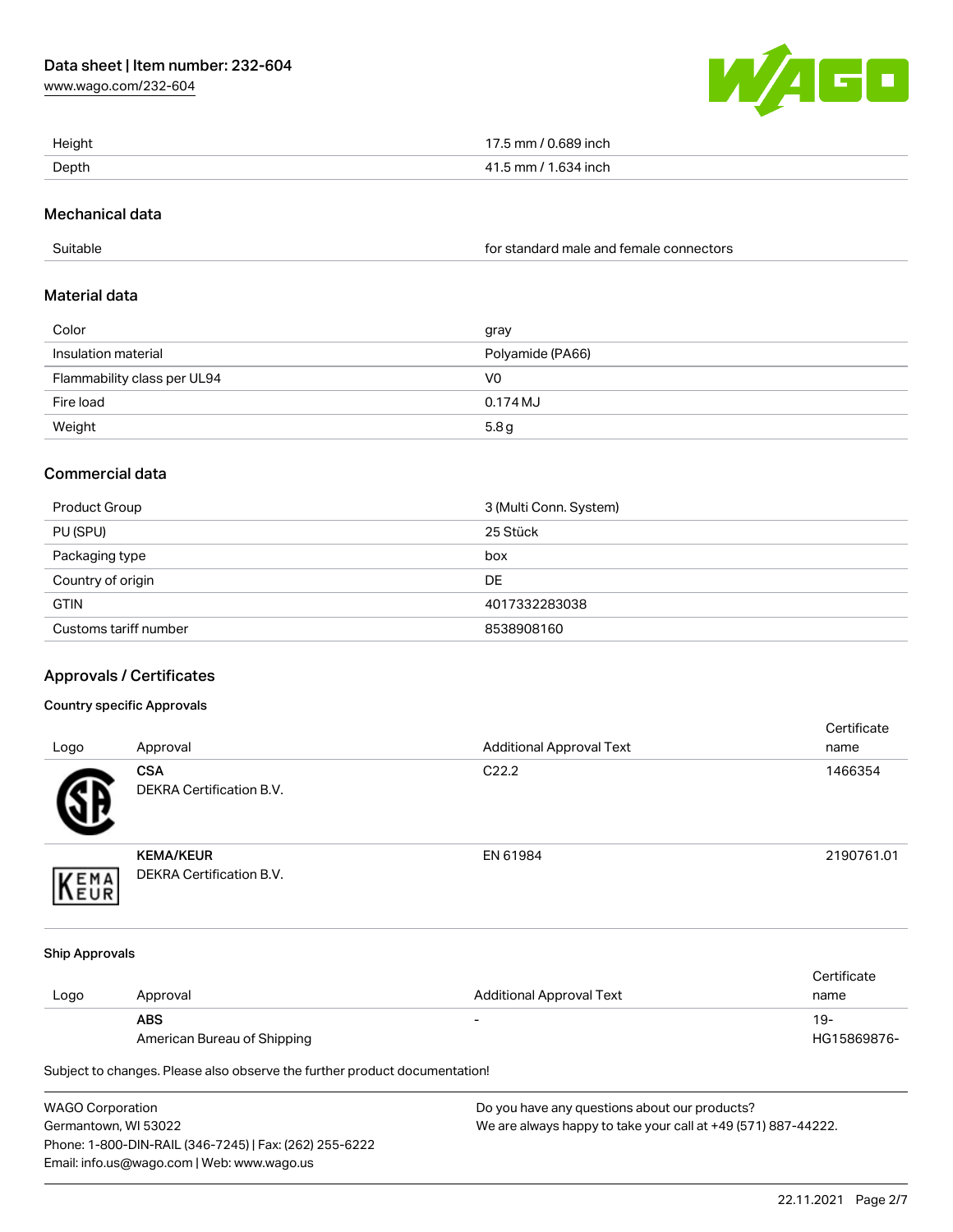| | |
|---|---|
| Height | 17.5 mm / 0.689 inch |
| Depth | 41.5 mm / 1.634 inch |

## Mechanical data

| | |
|---|---|
| Suitable | for standard male and female connectors |

## Material data

| | |
|---|---|
| Color | gray |
| Insulation material | Polyamide (PA66) |
| Flammability class per UL94 | V0 |
| Fire load | 0.174 MJ |
| Weight | 5.8 g |

## Commercial data

| | |
|---|---|
| Product Group | 3 (Multi Conn. System) |
| PU (SPU) | 25 Stück |
| Packaging type | box |
| Country of origin | DE |
| GTIN | 4017332283038 |
| Customs tariff number | 8538908160 |

## Approvals / Certificates

### Country specific Approvals

| Logo | Approval | Additional Approval Text | Certificate name |
|---|---|---|---|
| | **CSA** DEKRA Certification B.V. | C22.2 | 1466354 |
| | **KEMA/KEUR** DEKRA Certification B.V. | EN 61984 | 2190761.01 |

### Ship Approvals

| Logo | Approval | Additional Approval Text | Certificate name |
|---|---|---|---|
| | **ABS** American Bureau of Shipping | - | 19-HG15869876- |

Subject to changes. Please also observe the further product documentation!

WAGO Corporation
Germantown, WI 53022
Phone: 1-800-DIN-RAIL (346-7245) | Fax: (262) 255-6222
Email: info.us@wago.com | Web: www.wago.us

Do you have any questions about our products?
We are always happy to take your call at +49 (571) 887-44222.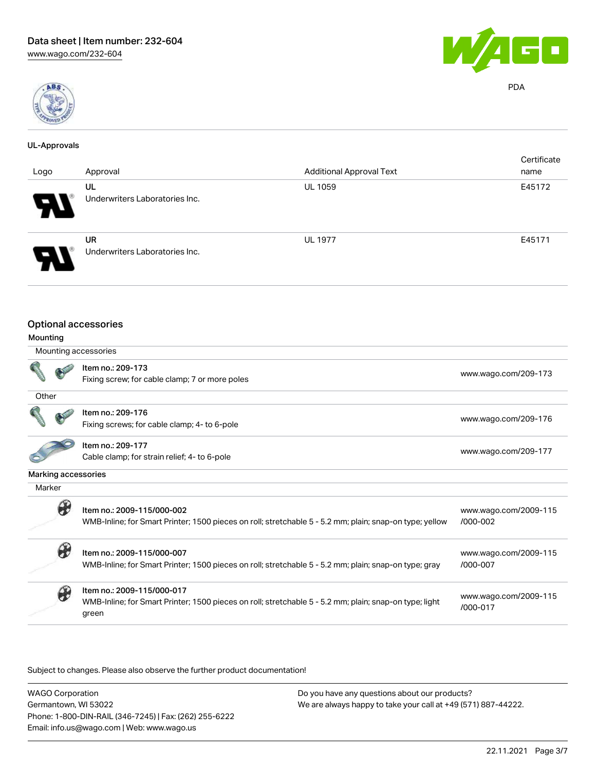PDA

## UL-Approvals

| Logo | Approval | Additional Approval Text | Certificate name |
|---|---|---|---|
| | UL<br>Underwriters Laboratories Inc. | UL 1059 | E45172 |
| | UR<br>Underwriters Laboratories Inc. | UL 1977 | E45171 |

## Optional accessories

### Mounting

Mounting accessories

| | |
|---|---|
| Item no.: 209-173<br>Fixing screw; for cable clamp; 7 or more poles | www.wago.com/209-173 |

Other

| | |
|---|---|
| Item no.: 209-176<br>Fixing screws; for cable clamp; 4- to 6-pole | www.wago.com/209-176 |
| Item no.: 209-177<br>Cable clamp; for strain relief; 4- to 6-pole | www.wago.com/209-177 |

### Marking accessories

Marker

| | |
|---|---|
| Item no.: 2009-115/000-002<br>WMB-Inline; for Smart Printer; 1500 pieces on roll; stretchable 5 - 5.2 mm; plain; snap-on type; yellow | www.wago.com/2009-115/000-002 |
| Item no.: 2009-115/000-007<br>WMB-Inline; for Smart Printer; 1500 pieces on roll; stretchable 5 - 5.2 mm; plain; snap-on type; gray | www.wago.com/2009-115/000-007 |
| Item no.: 2009-115/000-017<br>WMB-Inline; for Smart Printer; 1500 pieces on roll; stretchable 5 - 5.2 mm; plain; snap-on type; light green | www.wago.com/2009-115/000-017 |

Subject to changes. Please also observe the further product documentation!

WAGO Corporation
Germantown, WI 53022
Phone: 1-800-DIN-RAIL (346-7245) | Fax: (262) 255-6222
Email: info.us@wago.com | Web: www.wago.us

Do you have any questions about our products?
We are always happy to take your call at +49 (571) 887-44222.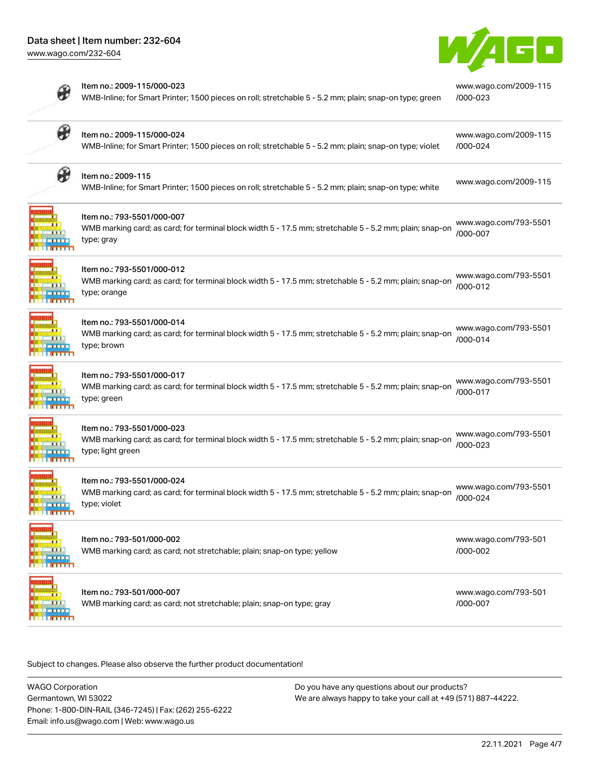| Item | Link |
|---|---|
| Item no.: 2009-115/000-023<br>WMB-Inline; for Smart Printer; 1500 pieces on roll; stretchable 5 - 5.2 mm; plain; snap-on type; green | www.wago.com/2009-115/000-023 |
| Item no.: 2009-115/000-024<br>WMB-Inline; for Smart Printer; 1500 pieces on roll; stretchable 5 - 5.2 mm; plain; snap-on type; violet | www.wago.com/2009-115/000-024 |
| Item no.: 2009-115<br>WMB-Inline; for Smart Printer; 1500 pieces on roll; stretchable 5 - 5.2 mm; plain; snap-on type; white | www.wago.com/2009-115 |
| Item no.: 793-5501/000-007<br>WMB marking card; as card; for terminal block width 5 - 17.5 mm; stretchable 5 - 5.2 mm; plain; snap-on type; gray | www.wago.com/793-5501/000-007 |
| Item no.: 793-5501/000-012<br>WMB marking card; as card; for terminal block width 5 - 17.5 mm; stretchable 5 - 5.2 mm; plain; snap-on type; orange | www.wago.com/793-5501/000-012 |
| Item no.: 793-5501/000-014<br>WMB marking card; as card; for terminal block width 5 - 17.5 mm; stretchable 5 - 5.2 mm; plain; snap-on type; brown | www.wago.com/793-5501/000-014 |
| Item no.: 793-5501/000-017<br>WMB marking card; as card; for terminal block width 5 - 17.5 mm; stretchable 5 - 5.2 mm; plain; snap-on type; green | www.wago.com/793-5501/000-017 |
| Item no.: 793-5501/000-023<br>WMB marking card; as card; for terminal block width 5 - 17.5 mm; stretchable 5 - 5.2 mm; plain; snap-on type; light green | www.wago.com/793-5501/000-023 |
| Item no.: 793-5501/000-024<br>WMB marking card; as card; for terminal block width 5 - 17.5 mm; stretchable 5 - 5.2 mm; plain; snap-on type; violet | www.wago.com/793-5501/000-024 |
| Item no.: 793-501/000-002<br>WMB marking card; as card; not stretchable; plain; snap-on type; yellow | www.wago.com/793-501/000-002 |
| Item no.: 793-501/000-007<br>WMB marking card; as card; not stretchable; plain; snap-on type; gray | www.wago.com/793-501/000-007 |

Subject to changes. Please also observe the further product documentation!

WAGO Corporation
Germantown, WI 53022
Phone: 1-800-DIN-RAIL (346-7245) | Fax: (262) 255-6222
Email: info.us@wago.com | Web: www.wago.us

Do you have any questions about our products?
We are always happy to take your call at +49 (571) 887-44222.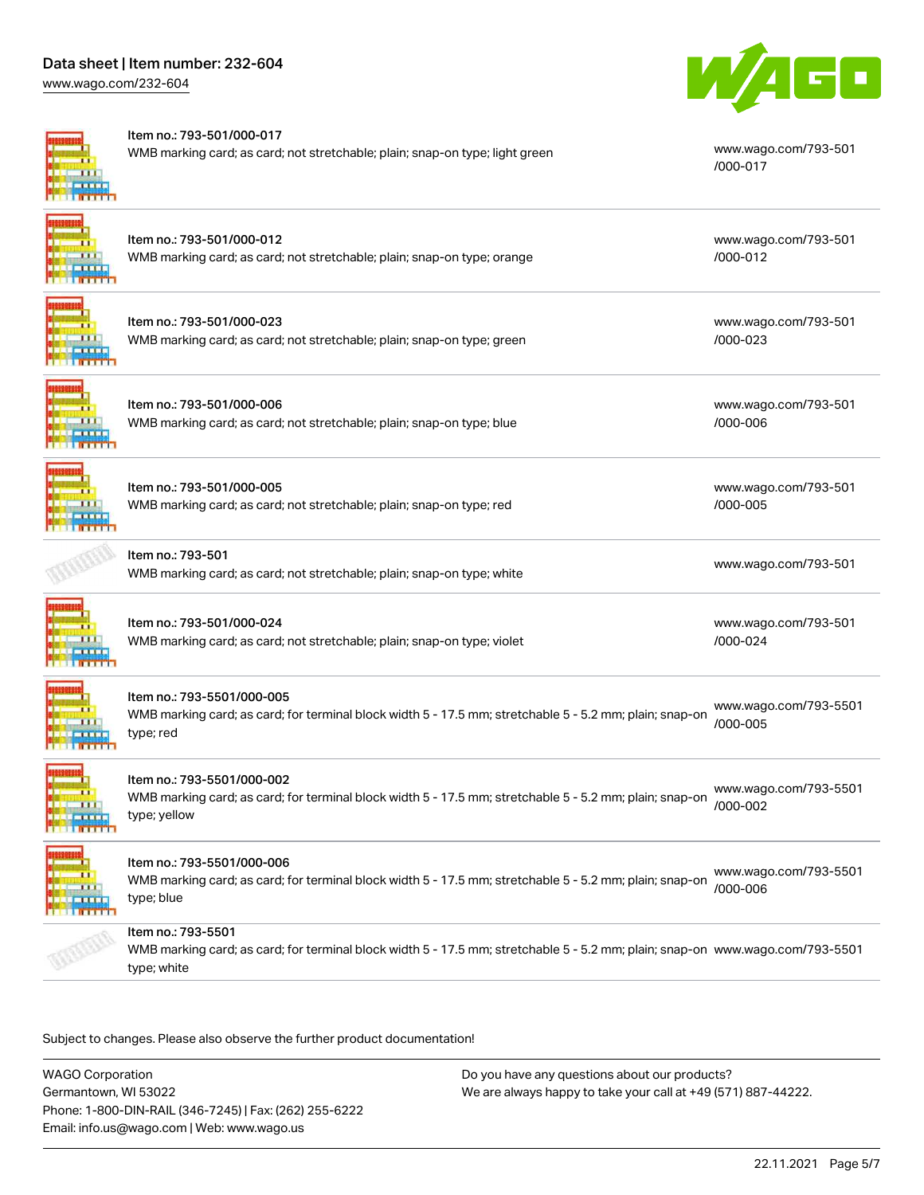| | | |
|---|---|---|
| Item no.: 793-501/000-017<br>WMB marking card; as card; not stretchable; plain; snap-on type; light green | | www.wago.com/793-501/000-017 |
| Item no.: 793-501/000-012<br>WMB marking card; as card; not stretchable; plain; snap-on type; orange | | www.wago.com/793-501/000-012 |
| Item no.: 793-501/000-023<br>WMB marking card; as card; not stretchable; plain; snap-on type; green | | www.wago.com/793-501/000-023 |
| Item no.: 793-501/000-006<br>WMB marking card; as card; not stretchable; plain; snap-on type; blue | | www.wago.com/793-501/000-006 |
| Item no.: 793-501/000-005<br>WMB marking card; as card; not stretchable; plain; snap-on type; red | | www.wago.com/793-501/000-005 |
| Item no.: 793-501<br>WMB marking card; as card; not stretchable; plain; snap-on type; white | | www.wago.com/793-501 |
| Item no.: 793-501/000-024<br>WMB marking card; as card; not stretchable; plain; snap-on type; violet | | www.wago.com/793-501/000-024 |
| Item no.: 793-5501/000-005<br>WMB marking card; as card; for terminal block width 5 - 17.5 mm; stretchable 5 - 5.2 mm; plain; snap-on type; red | | www.wago.com/793-5501/000-005 |
| Item no.: 793-5501/000-002<br>WMB marking card; as card; for terminal block width 5 - 17.5 mm; stretchable 5 - 5.2 mm; plain; snap-on type; yellow | | www.wago.com/793-5501/000-002 |
| Item no.: 793-5501/000-006<br>WMB marking card; as card; for terminal block width 5 - 17.5 mm; stretchable 5 - 5.2 mm; plain; snap-on type; blue | | www.wago.com/793-5501/000-006 |
| Item no.: 793-5501<br>WMB marking card; as card; for terminal block width 5 - 17.5 mm; stretchable 5 - 5.2 mm; plain; snap-on type; white | | www.wago.com/793-5501 |

Subject to changes. Please also observe the further product documentation!

WAGO Corporation
Germantown, WI 53022
Phone: 1-800-DIN-RAIL (346-7245) | Fax: (262) 255-6222
Email: info.us@wago.com | Web: www.wago.us

Do you have any questions about our products?
We are always happy to take your call at +49 (571) 887-44222.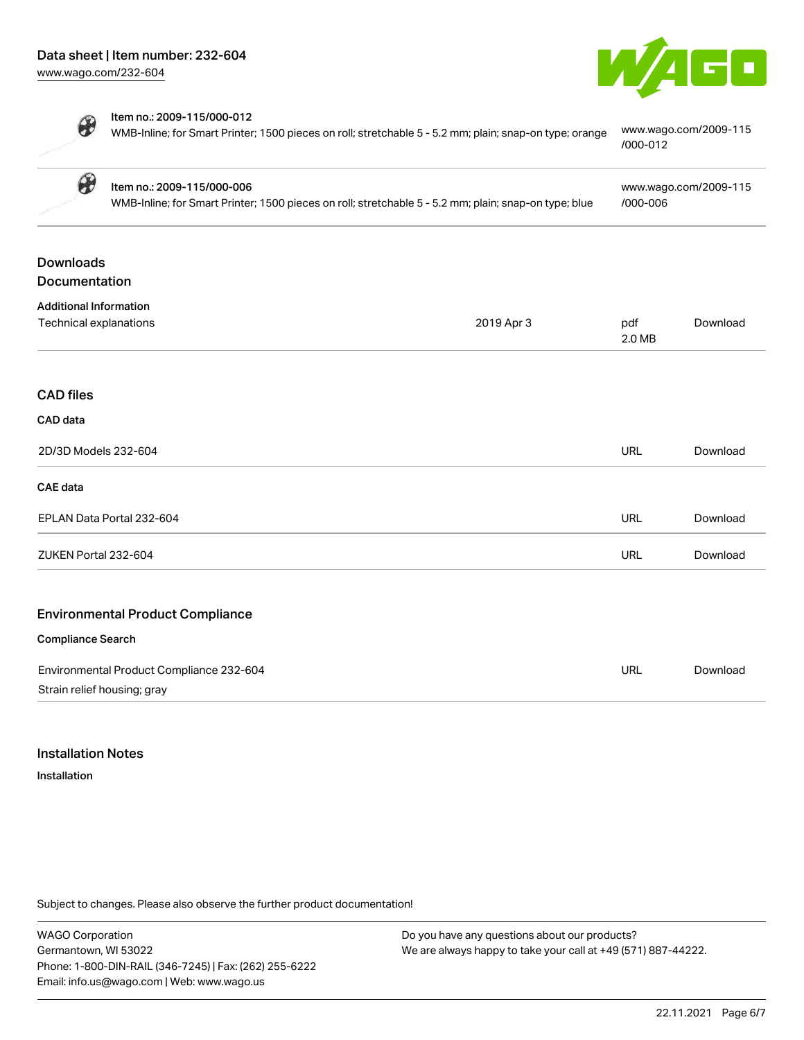| Item no. | Description | URL |
| --- | --- | --- |
| Item no.: 2009-115/000-012 | WMB-Inline; for Smart Printer; 1500 pieces on roll; stretchable 5 - 5.2 mm; plain; snap-on type; orange | www.wago.com/2009-115/000-012 |
| Item no.: 2009-115/000-006 | WMB-Inline; for Smart Printer; 1500 pieces on roll; stretchable 5 - 5.2 mm; plain; snap-on type; blue | www.wago.com/2009-115/000-006 |

## Downloads
## Documentation

### Additional Information

| | | | |
| --- | --- | --- | --- |
| Technical explanations | 2019 Apr 3 | pdf 2.0 MB | Download |

## CAD files

### CAD data

| | | |
| --- | --- | --- |
| 2D/3D Models 232-604 | URL | Download |

### CAE data

| | | |
| --- | --- | --- |
| EPLAN Data Portal 232-604 | URL | Download |
| ZUKEN Portal 232-604 | URL | Download |

## Environmental Product Compliance

### Compliance Search

| | | |
| --- | --- | --- |
| Environmental Product Compliance 232-604<br>Strain relief housing; gray | URL | Download |

## Installation Notes

### Installation

Subject to changes. Please also observe the further product documentation!

WAGO Corporation
Germantown, WI 53022
Phone: 1-800-DIN-RAIL (346-7245) | Fax: (262) 255-6222
Email: info.us@wago.com | Web: www.wago.us

Do you have any questions about our products?
We are always happy to take your call at +49 (571) 887-44222.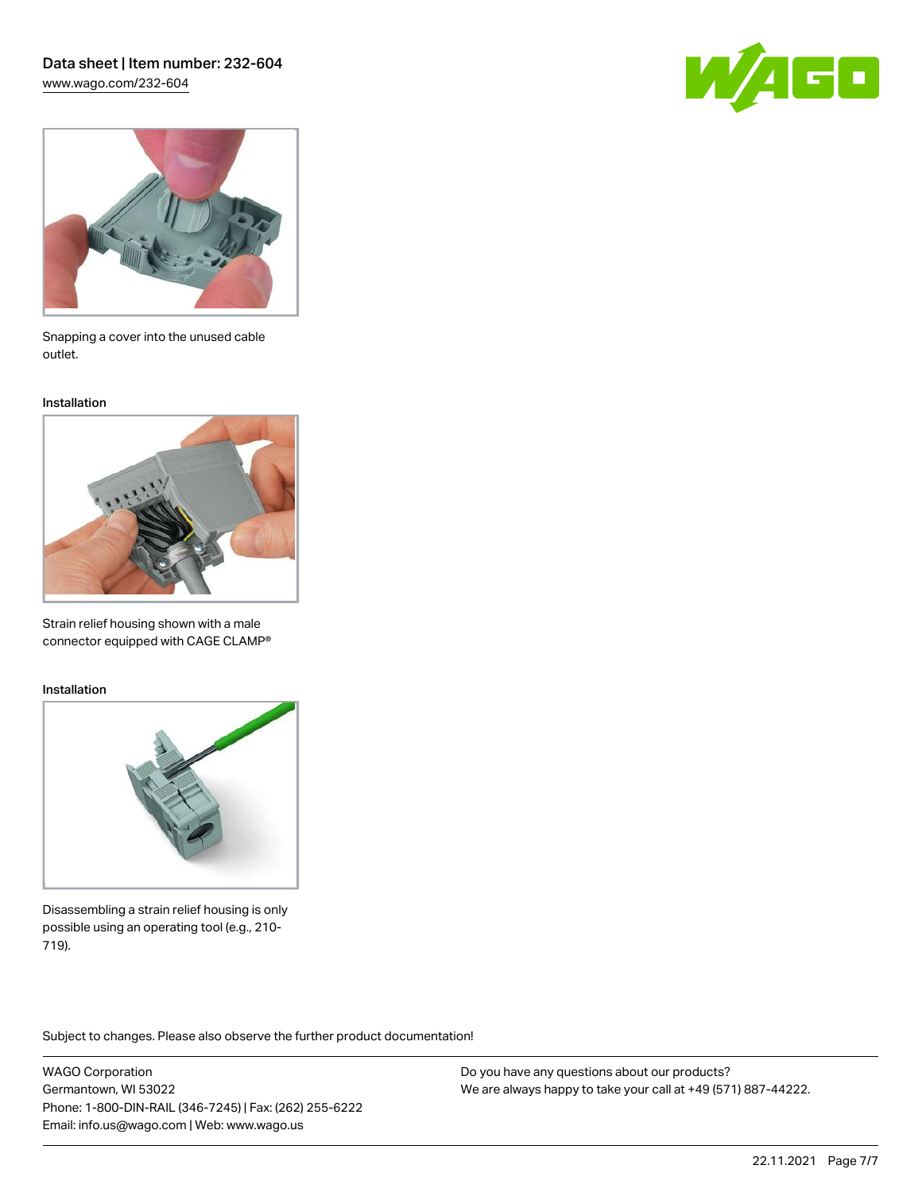Snapping a cover into the unused cable outlet.

Installation

Strain relief housing shown with a male connector equipped with CAGE CLAMP®

Installation

Disassembling a strain relief housing is only possible using an operating tool (e.g., 210-719).

Subject to changes. Please also observe the further product documentation!

WAGO Corporation
Germantown, WI 53022
Phone: 1-800-DIN-RAIL (346-7245) | Fax: (262) 255-6222
Email: info.us@wago.com | Web: www.wago.us

Do you have any questions about our products?
We are always happy to take your call at +49 (571) 887-44222.